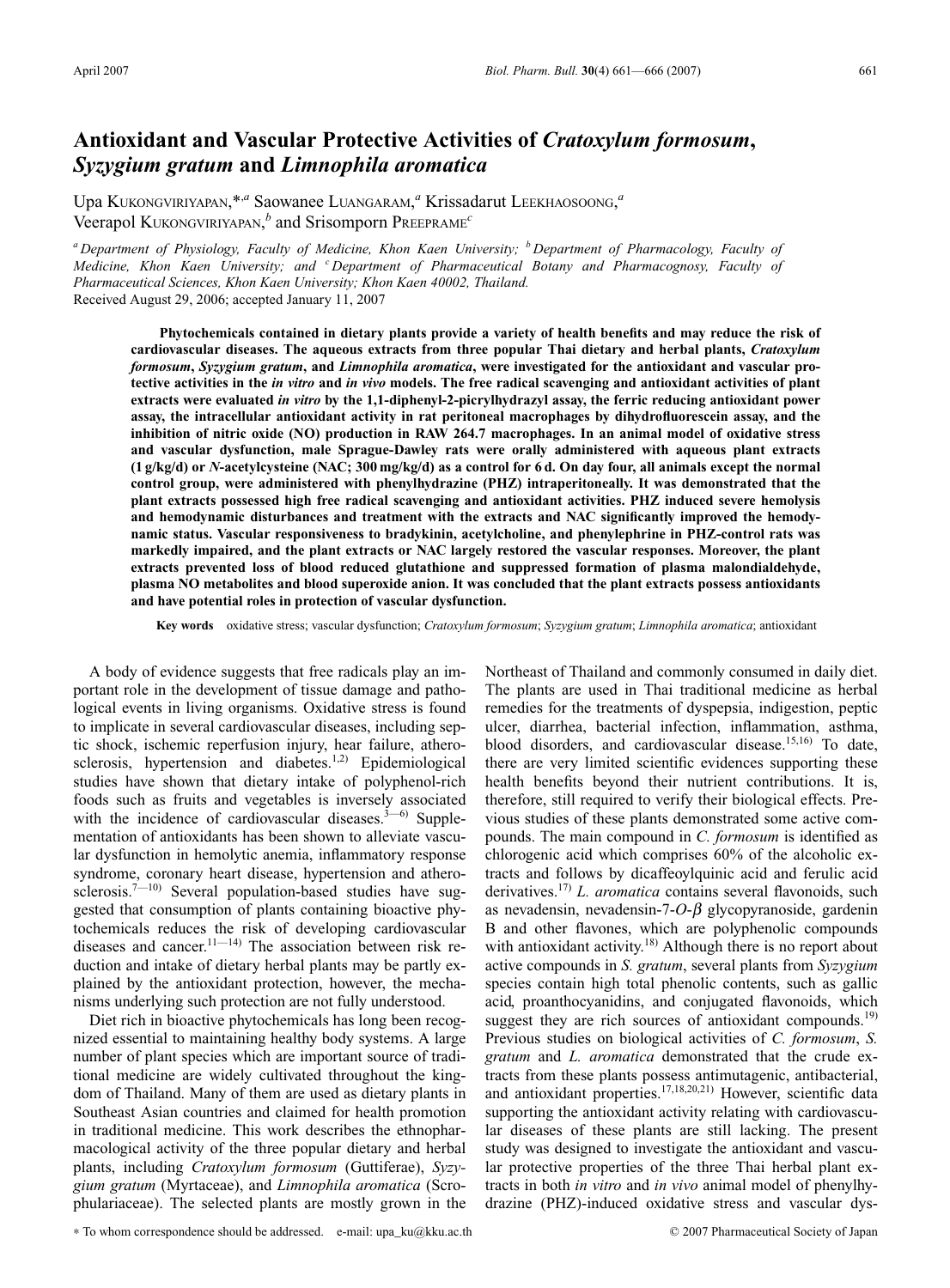# Antioxidant and Vascular Protective Activities of *Cratoxylum formosum*, *Syzygium gratum* and *Limnophila aromatica*

Upa KUKONGVIRIYAPAN,*[,a] Saowanee LUANGARAM,[a] Krissadarut LEEKHAOSOONG,[a] Veerapol KUKONGVIRIYAPAN,[b] and Srisomporn PREEPRAME[c]

[a] Department of Physiology, Faculty of Medicine, Khon Kaen University; [b] Department of Pharmacology, Faculty of Medicine, Khon Kaen University; and [c] Department of Pharmaceutical Botany and Pharmacognosy, Faculty of Pharmaceutical Sciences, Khon Kaen University; Khon Kaen 40002, Thailand.

Received August 29, 2006; accepted January 11, 2007

**Phytochemicals contained in dietary plants provide a variety of health benefits and may reduce the risk of cardiovascular diseases. The aqueous extracts from three popular Thai dietary and herbal plants, *Cratoxylum formosum*, *Syzygium gratum*, and *Limnophila aromatica*, were investigated for the antioxidant and vascular protective activities in the *in vitro* and *in vivo* models. The free radical scavenging and antioxidant activities of plant extracts were evaluated *in vitro* by the 1,1-diphenyl-2-picrylhydrazyl assay, the ferric reducing antioxidant power assay, the intracellular antioxidant activity in rat peritoneal macrophages by dihydrofluorescein assay, and the inhibition of nitric oxide (NO) production in RAW 264.7 macrophages. In an animal model of oxidative stress and vascular dysfunction, male Sprague-Dawley rats were orally administered with aqueous plant extracts (1 g/kg/d) or *N*-acetylcysteine (NAC; 300 mg/kg/d) as a control for 6 d. On day four, all animals except the normal control group, were administered with phenylhydrazine (PHZ) intraperitoneally. It was demonstrated that the plant extracts possessed high free radical scavenging and antioxidant activities. PHZ induced severe hemolysis and hemodynamic disturbances and treatment with the extracts and NAC significantly improved the hemodynamic status. Vascular responsiveness to bradykinin, acetylcholine, and phenylephrine in PHZ-control rats was markedly impaired, and the plant extracts or NAC largely restored the vascular responses. Moreover, the plant extracts prevented loss of blood reduced glutathione and suppressed formation of plasma malondialdehyde, plasma NO metabolites and blood superoxide anion. It was concluded that the plant extracts possess antioxidants and have potential roles in protection of vascular dysfunction.**

**Key words** oxidative stress; vascular dysfunction; *Cratoxylum formosum*; *Syzygium gratum*; *Limnophila aromatica*; antioxidant

A body of evidence suggests that free radicals play an important role in the development of tissue damage and pathological events in living organisms. Oxidative stress is found to implicate in several cardiovascular diseases, including septic shock, ischemic reperfusion injury, hear failure, atherosclerosis, hypertension and diabetes.[1,2] Epidemiological studies have shown that dietary intake of polyphenol-rich foods such as fruits and vegetables is inversely associated with the incidence of cardiovascular diseases.[3—6] Supplementation of antioxidants has been shown to alleviate vascular dysfunction in hemolytic anemia, inflammatory response syndrome, coronary heart disease, hypertension and atherosclerosis.[7—10] Several population-based studies have suggested that consumption of plants containing bioactive phytochemicals reduces the risk of developing cardiovascular diseases and cancer.[11—14] The association between risk reduction and intake of dietary herbal plants may be partly explained by the antioxidant protection, however, the mechanisms underlying such protection are not fully understood.

Diet rich in bioactive phytochemicals has long been recognized essential to maintaining healthy body systems. A large number of plant species which are important source of traditional medicine are widely cultivated throughout the kingdom of Thailand. Many of them are used as dietary plants in Southeast Asian countries and claimed for health promotion in traditional medicine. This work describes the ethnopharmacological activity of the three popular dietary and herbal plants, including *Cratoxylum formosum* (Guttiferae), *Syzygium gratum* (Myrtaceae), and *Limnophila aromatica* (Scrophulariaceae). The selected plants are mostly grown in the Northeast of Thailand and commonly consumed in daily diet. The plants are used in Thai traditional medicine as herbal remedies for the treatments of dyspepsia, indigestion, peptic ulcer, diarrhea, bacterial infection, inflammation, asthma, blood disorders, and cardiovascular disease.[15,16] To date, there are very limited scientific evidences supporting these health benefits beyond their nutrient contributions. It is, therefore, still required to verify their biological effects. Previous studies of these plants demonstrated some active compounds. The main compound in *C. formosum* is identified as chlorogenic acid which comprises 60% of the alcoholic extracts and follows by dicaffeoylquinic acid and ferulic acid derivatives.[17] *L. aromatica* contains several flavonoids, such as nevadensin, nevadensin-7-*O*-$\beta$ glycopyranoside, gardenin B and other flavones, which are polyphenolic compounds with antioxidant activity.[18] Although there is no report about active compounds in *S. gratum*, several plants from *Syzygium* species contain high total phenolic contents, such as gallic acid, proanthocyanidins, and conjugated flavonoids, which suggest they are rich sources of antioxidant compounds.[19] Previous studies on biological activities of *C. formosum*, *S. gratum* and *L. aromatica* demonstrated that the crude extracts from these plants possess antimutagenic, antibacterial, and antioxidant properties.[17,18,20,21] However, scientific data supporting the antioxidant activity relating with cardiovascular diseases of these plants are still lacking. The present study was designed to investigate the antioxidant and vascular protective properties of the three Thai herbal plant extracts in both *in vitro* and *in vivo* animal model of phenylhydrazine (PHZ)-induced oxidative stress and vascular dys-

\* To whom correspondence should be addressed. e-mail: upa_ku@kku.ac.th

© 2007 Pharmaceutical Society of Japan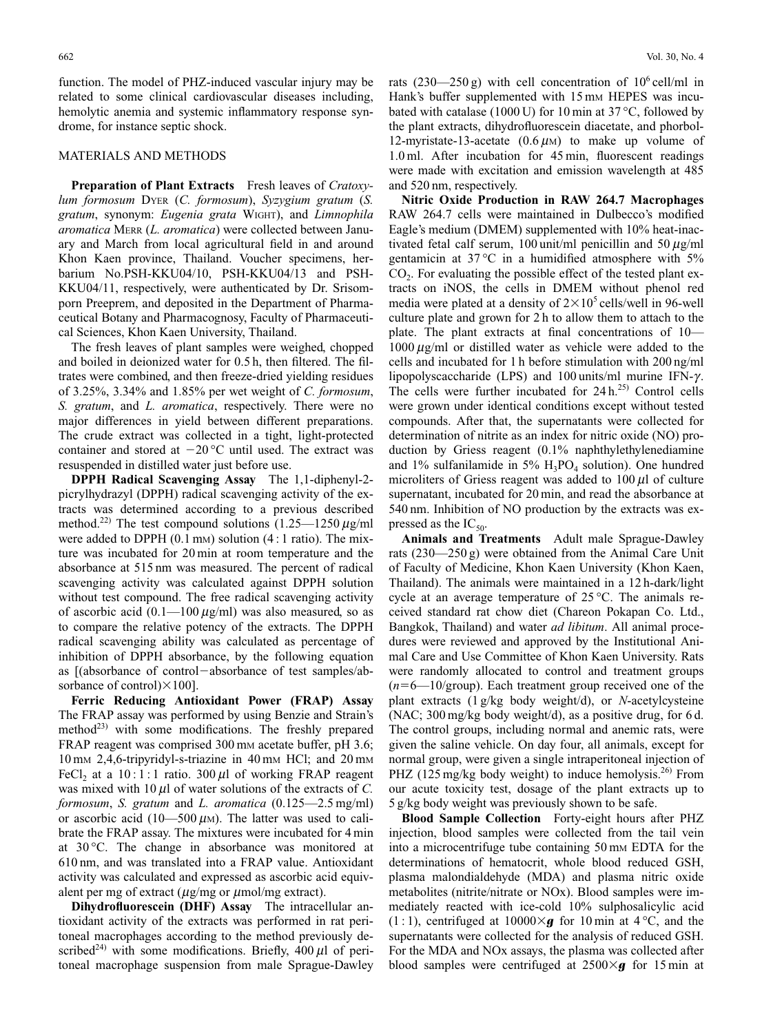function. The model of PHZ-induced vascular injury may be related to some clinical cardiovascular diseases including, hemolytic anemia and systemic inflammatory response syndrome, for instance septic shock.

## MATERIALS AND METHODS

**Preparation of Plant Extracts** Fresh leaves of *Cratoxylum formosum* DYER (*C. formosum*), *Syzygium gratum* (*S. gratum*, synonym: *Eugenia grata* WIGHT), and *Limnophila aromatica* MERR (*L. aromatica*) were collected between January and March from local agricultural field in and around Khon Kaen province, Thailand. Voucher specimens, herbarium No.PSH-KKU04/10, PSH-KKU04/13 and PSH-KKU04/11, respectively, were authenticated by Dr. Srisomporn Preeprem, and deposited in the Department of Pharmaceutical Botany and Pharmacognosy, Faculty of Pharmaceutical Sciences, Khon Kaen University, Thailand.

The fresh leaves of plant samples were weighed, chopped and boiled in deionized water for 0.5 h, then filtered. The filtrates were combined, and then freeze-dried yielding residues of 3.25%, 3.34% and 1.85% per wet weight of *C. formosum*, *S. gratum*, and *L. aromatica*, respectively. There were no major differences in yield between different preparations. The crude extract was collected in a tight, light-protected container and stored at −20 °C until used. The extract was resuspended in distilled water just before use.

**DPPH Radical Scavenging Assay** The 1,1-diphenyl-2-picrylhydrazyl (DPPH) radical scavenging activity of the extracts was determined according to a previous described method.[22] The test compound solutions (1.25—1250 $\mu$g/ml were added to DPPH (0.1 mM) solution (4 : 1 ratio). The mixture was incubated for 20 min at room temperature and the absorbance at 515 nm was measured. The percent of radical scavenging activity was calculated against DPPH solution without test compound. The free radical scavenging activity of ascorbic acid (0.1—100 $\mu$g/ml) was also measured, so as to compare the relative potency of the extracts. The DPPH radical scavenging ability was calculated as percentage of inhibition of DPPH absorbance, by the following equation as [(absorbance of control−absorbance of test samples/absorbance of control)×100].

**Ferric Reducing Antioxidant Power (FRAP) Assay** The FRAP assay was performed by using Benzie and Strain's method[23] with some modifications. The freshly prepared FRAP reagent was comprised 300 mM acetate buffer, pH 3.6; 10 mM 2,4,6-tripyridyl-s-triazine in 40 mM HCl; and 20 mM $FeCl_2$ at a 10 : 1 : 1 ratio. 300 $\mu$l of working FRAP reagent was mixed with 10 $\mu$l of water solutions of the extracts of *C. formosum*, *S. gratum* and *L. aromatica* (0.125—2.5 mg/ml) or ascorbic acid (10—500 $\mu$M). The latter was used to calibrate the FRAP assay. The mixtures were incubated for 4 min at 30 °C. The change in absorbance was monitored at 610 nm, and was translated into a FRAP value. Antioxidant activity was calculated and expressed as ascorbic acid equivalent per mg of extract ($\mu$g/mg or $\mu$mol/mg extract).

**Dihydrofluorescein (DHF) Assay** The intracellular antioxidant activity of the extracts was performed in rat peritoneal macrophages according to the method previously described[24] with some modifications. Briefly, 400 $\mu$l of peritoneal macrophage suspension from male Sprague-Dawley rats (230—250 g) with cell concentration of $10^6$ cell/ml in Hank's buffer supplemented with 15 mM HEPES was incubated with catalase (1000 U) for 10 min at 37 °C, followed by the plant extracts, dihydrofluorescein diacetate, and phorbol-12-myristate-13-acetate (0.6 $\mu$M) to make up volume of 1.0 ml. After incubation for 45 min, fluorescent readings were made with excitation and emission wavelength at 485 and 520 nm, respectively.

**Nitric Oxide Production in RAW 264.7 Macrophages** RAW 264.7 cells were maintained in Dulbecco's modified Eagle's medium (DMEM) supplemented with 10% heat-inactivated fetal calf serum, 100 unit/ml penicillin and 50 $\mu$g/ml gentamicin at 37 °C in a humidified atmosphere with 5% $CO_2$. For evaluating the possible effect of the tested plant extracts on iNOS, the cells in DMEM without phenol red media were plated at a density of $2\times10^5$ cells/well in 96-well culture plate and grown for 2 h to allow them to attach to the plate. The plant extracts at final concentrations of 10—1000 $\mu$g/ml or distilled water as vehicle were added to the cells and incubated for 1 h before stimulation with 200 ng/ml lipopolysaccharide (LPS) and 100 units/ml murine IFN-$\gamma$. The cells were further incubated for 24 h.[25] Control cells were grown under identical conditions except without tested compounds. After that, the supernatants were collected for determination of nitrite as an index for nitric oxide (NO) production by Griess reagent (0.1% naphthylethylenediamine and 1% sulfanilamide in 5% $H_3PO_4$ solution). One hundred microliters of Griess reagent was added to 100 $\mu$l of culture supernatant, incubated for 20 min, and read the absorbance at 540 nm. Inhibition of NO production by the extracts was expressed as the $IC_{50}$.

**Animals and Treatments** Adult male Sprague-Dawley rats (230—250 g) were obtained from the Animal Care Unit of Faculty of Medicine, Khon Kaen University (Khon Kaen, Thailand). The animals were maintained in a 12 h-dark/light cycle at an average temperature of 25 °C. The animals received standard rat chow diet (Chareon Pokapan Co. Ltd., Bangkok, Thailand) and water *ad libitum*. All animal procedures were reviewed and approved by the Institutional Animal Care and Use Committee of Khon Kaen University. Rats were randomly allocated to control and treatment groups ($n$=6—10/group). Each treatment group received one of the plant extracts (1 g/kg body weight/d), or *N*-acetylcysteine (NAC; 300 mg/kg body weight/d), as a positive drug, for 6 d. The control groups, including normal and anemic rats, were given the saline vehicle. On day four, all animals, except for normal group, were given a single intraperitoneal injection of PHZ (125 mg/kg body weight) to induce hemolysis.[26] From our acute toxicity test, dosage of the plant extracts up to 5 g/kg body weight was previously shown to be safe.

**Blood Sample Collection** Forty-eight hours after PHZ injection, blood samples were collected from the tail vein into a microcentrifuge tube containing 50 mM EDTA for the determinations of hematocrit, whole blood reduced GSH, plasma malondialdehyde (MDA) and plasma nitric oxide metabolites (nitrite/nitrate or NOx). Blood samples were immediately reacted with ice-cold 10% sulphosalicylic acid (1 : 1), centrifuged at 10000×$g$ for 10 min at 4 °C, and the supernatants were collected for the analysis of reduced GSH. For the MDA and NOx assays, the plasma was collected after blood samples were centrifuged at 2500×$g$ for 15 min at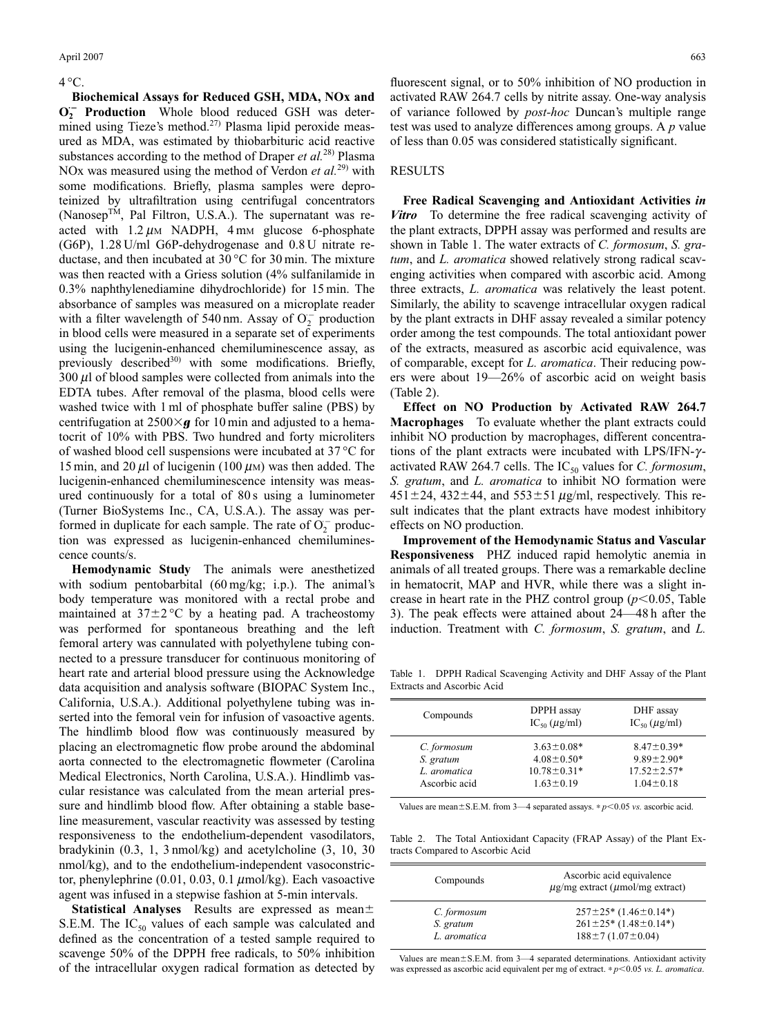4 °C.

**Biochemical Assays for Reduced GSH, MDA, NOx and $O_2^-$ Production** Whole blood reduced GSH was determined using Tieze's method.[27] Plasma lipid peroxide measured as MDA, was estimated by thiobarbituric acid reactive substances according to the method of Draper *et al.*[28] Plasma NOx was measured using the method of Verdon *et al.*[29] with some modifications. Briefly, plasma samples were deproteinized by ultrafiltration using centrifugal concentrators (Nanosep$^{TM}$, Pal Filtron, U.S.A.). The supernatant was reacted with 1.2 $\mu$M NADPH, 4 mM glucose 6-phosphate (G6P), 1.28 U/ml G6P-dehydrogenase and 0.8 U nitrate reductase, and then incubated at 30 °C for 30 min. The mixture was then reacted with a Griess solution (4% sulfanilamide in 0.3% naphthylenediamine dihydrochloride) for 15 min. The absorbance of samples was measured on a microplate reader with a filter wavelength of 540 nm. Assay of $O_2^-$ production in blood cells were measured in a separate set of experiments using the lucigenin-enhanced chemiluminescence assay, as previously described[30] with some modifications. Briefly, 300 $\mu$l of blood samples were collected from animals into the EDTA tubes. After removal of the plasma, blood cells were washed twice with 1 ml of phosphate buffer saline (PBS) by centrifugation at 2500×***g*** for 10 min and adjusted to a hematocrit of 10% with PBS. Two hundred and forty microliters of washed blood cell suspensions were incubated at 37 °C for 15 min, and 20 $\mu$l of lucigenin (100 $\mu$M) was then added. The lucigenin-enhanced chemiluminescence intensity was measured continuously for a total of 80 s using a luminometer (Turner BioSystems Inc., CA, U.S.A.). The assay was performed in duplicate for each sample. The rate of $O_2^-$ production was expressed as lucigenin-enhanced chemiluminescence counts/s.

**Hemodynamic Study** The animals were anesthetized with sodium pentobarbital (60 mg/kg; i.p.). The animal's body temperature was monitored with a rectal probe and maintained at 37±2 °C by a heating pad. A tracheostomy was performed for spontaneous breathing and the left femoral artery was cannulated with polyethylene tubing connected to a pressure transducer for continuous monitoring of heart rate and arterial blood pressure using the Acknowledge data acquisition and analysis software (BIOPAC System Inc., California, U.S.A.). Additional polyethylene tubing was inserted into the femoral vein for infusion of vasoactive agents. The hindlimb blood flow was continuously measured by placing an electromagnetic flow probe around the abdominal aorta connected to the electromagnetic flowmeter (Carolina Medical Electronics, North Carolina, U.S.A.). Hindlimb vascular resistance was calculated from the mean arterial pressure and hindlimb blood flow. After obtaining a stable baseline measurement, vascular reactivity was assessed by testing responsiveness to the endothelium-dependent vasodilators, bradykinin (0.3, 1, 3 nmol/kg) and acetylcholine (3, 10, 30 nmol/kg), and to the endothelium-independent vasoconstrictor, phenylephrine (0.01, 0.03, 0.1 $\mu$mol/kg). Each vasoactive agent was infused in a stepwise fashion at 5-min intervals.

**Statistical Analyses** Results are expressed as mean±S.E.M. The $IC_{50}$ values of each sample was calculated and defined as the concentration of a tested sample required to scavenge 50% of the DPPH free radicals, to 50% inhibition of the intracellular oxygen radical formation as detected by fluorescent signal, or to 50% inhibition of NO production in activated RAW 264.7 cells by nitrite assay. One-way analysis of variance followed by *post-hoc* Duncan's multiple range test was used to analyze differences among groups. A $p$ value of less than 0.05 was considered statistically significant.

## RESULTS

**Free Radical Scavenging and Antioxidant Activities *in Vitro*** To determine the free radical scavenging activity of the plant extracts, DPPH assay was performed and results are shown in Table 1. The water extracts of *C. formosum*, *S. gratum*, and *L. aromatica* showed relatively strong radical scavenging activities when compared with ascorbic acid. Among three extracts, *L. aromatica* was relatively the least potent. Similarly, the ability to scavenge intracellular oxygen radical by the plant extracts in DHF assay revealed a similar potency order among the test compounds. The total antioxidant power of the extracts, measured as ascorbic acid equivalence, was of comparable, except for *L. aromatica*. Their reducing powers were about 19—26% of ascorbic acid on weight basis (Table 2).

**Effect on NO Production by Activated RAW 264.7 Macrophages** To evaluate whether the plant extracts could inhibit NO production by macrophages, different concentrations of the plant extracts were incubated with LPS/IFN-$\gamma$-activated RAW 264.7 cells. The $IC_{50}$ values for *C. formosum*, *S. gratum*, and *L. aromatica* to inhibit NO formation were 451±24, 432±44, and 553±51 $\mu$g/ml, respectively. This result indicates that the plant extracts have modest inhibitory effects on NO production.

**Improvement of the Hemodynamic Status and Vascular Responsiveness** PHZ induced rapid hemolytic anemia in animals of all treated groups. There was a remarkable decline in hematocrit, MAP and HVR, while there was a slight increase in heart rate in the PHZ control group ($p<0.05$, Table 3). The peak effects were attained about 24—48 h after the induction. Treatment with *C. formosum*, *S. gratum*, and *L.*

Table 1. DPPH Radical Scavenging Activity and DHF Assay of the Plant Extracts and Ascorbic Acid

| Compounds | DPPH assay $IC_{50}$ ($\mu$g/ml) | DHF assay $IC_{50}$ ($\mu$g/ml) |
|---|---|---|
| *C. formosum* | 3.63±0.08* | 8.47±0.39* |
| *S. gratum* | 4.08±0.50* | 9.89±2.90* |
| *L. aromatica* | 10.78±0.31* | 17.52±2.57* |
| Ascorbic acid | 1.63±0.19 | 1.04±0.18 |

Values are mean±S.E.M. from 3—4 separated assays. * $p<0.05$ *vs.* ascorbic acid.

Table 2. The Total Antioxidant Capacity (FRAP Assay) of the Plant Extracts Compared to Ascorbic Acid

| Compounds | Ascorbic acid equivalence $\mu$g/mg extract ($\mu$mol/mg extract) |
|---|---|
| *C. formosum* | 257±25* (1.46±0.14*) |
| *S. gratum* | 261±25* (1.48±0.14*) |
| *L. aromatica* | 188±7 (1.07±0.04) |

Values are mean±S.E.M. from 3—4 separated determinations. Antioxidant activity was expressed as ascorbic acid equivalent per mg of extract. * $p<0.05$ *vs. L. aromatica*.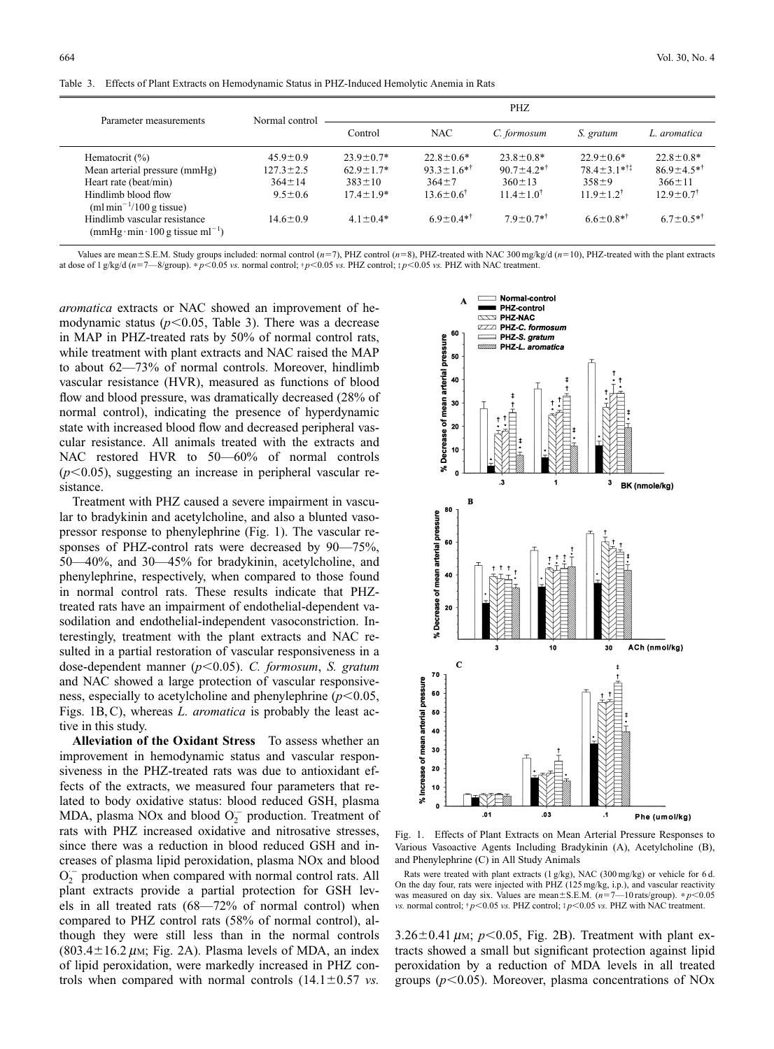Table 3. Effects of Plant Extracts on Hemodynamic Status in PHZ-Induced Hemolytic Anemia in Rats

| Parameter measurements | Normal control | PHZ | | | | |
|---|---|---|---|---|---|---|
| | | Control | NAC | *C. formosum* | *S. gratum* | *L. aromatica* |
| Hematocrit (%) | 45.9±0.9 | 23.9±0.7* | 22.8±0.6* | 23.8±0.8* | 22.9±0.6* | 22.8±0.8* |
| Mean arterial pressure (mmHg) | 127.3±2.5 | 62.9±1.7* | 93.3±1.6*† | 90.7±4.2*† | 78.4±3.1*†‡ | 86.9±4.5*† |
| Heart rate (beat/min) | 364±14 | 383±10 | 364±7 | 360±13 | 358±9 | 366±11 |
| Hindlimb blood flow (ml min$^{-1}$/100 g tissue) | 9.5±0.6 | 17.4±1.9* | 13.6±0.6† | 11.4±1.0† | 11.9±1.2† | 12.9±0.7† |
| Hindlimb vascular resistance (mmHg · min · 100 g tissue ml$^{-1}$) | 14.6±0.9 | 4.1±0.4* | 6.9±0.4*† | 7.9±0.7*† | 6.6±0.8*† | 6.7±0.5*† |

Values are mean±S.E.M. Study groups included: normal control ($n=7$), PHZ control ($n=8$), PHZ-treated with NAC 300 mg/kg/d ($n=10$), PHZ-treated with the plant extracts at dose of 1 g/kg/d ($n=7$—8/group). * $p<0.05$ *vs.* normal control; † $p<0.05$ *vs.* PHZ control; ‡ $p<0.05$ *vs.* PHZ with NAC treatment.

*aromatica* extracts or NAC showed an improvement of hemodynamic status ($p<0.05$, Table 3). There was a decrease in MAP in PHZ-treated rats by 50% of normal control rats, while treatment with plant extracts and NAC raised the MAP to about 62—73% of normal controls. Moreover, hindlimb vascular resistance (HVR), measured as functions of blood flow and blood pressure, was dramatically decreased (28% of normal control), indicating the presence of hyperdynamic state with increased blood flow and decreased peripheral vascular resistance. All animals treated with the extracts and NAC restored HVR to 50—60% of normal controls ($p<0.05$), suggesting an increase in peripheral vascular resistance.

Treatment with PHZ caused a severe impairment in vascular to bradykinin and acetylcholine, and also a blunted vasopressor response to phenylephrine (Fig. 1). The vascular responses of PHZ-control rats were decreased by 90—75%, 50—40%, and 30—45% for bradykinin, acetylcholine, and phenylephrine, respectively, when compared to those found in normal control rats. These results indicate that PHZ-treated rats have an impairment of endothelial-dependent vasodilation and endothelial-independent vasoconstriction. Interestingly, treatment with the plant extracts and NAC resulted in a partial restoration of vascular responsiveness in a dose-dependent manner ($p<0.05$). *C. formosum*, *S. gratum* and NAC showed a large protection of vascular responsiveness, especially to acetylcholine and phenylephrine ($p<0.05$, Figs. 1B, C), whereas *L. aromatica* is probably the least active in this study.

**Alleviation of the Oxidant Stress** To assess whether an improvement in hemodynamic status and vascular responsiveness in the PHZ-treated rats was due to antioxidant effects of the extracts, we measured four parameters that related to body oxidative status: blood reduced GSH, plasma MDA, plasma NOx and blood $O_2^-$ production. Treatment of rats with PHZ increased oxidative and nitrosative stresses, since there was a reduction in blood reduced GSH and increases of plasma lipid peroxidation, plasma NOx and blood $O_2^-$ production when compared with normal control rats. All plant extracts provide a partial protection for GSH levels in all treated rats (68—72% of normal control) when compared to PHZ control rats (58% of normal control), although they were still less than in the normal controls (803.4±16.2 $\mu$M; Fig. 2A). Plasma levels of MDA, an index of lipid peroxidation, were markedly increased in PHZ controls when compared with normal controls (14.1±0.57 *vs.* 3.26±0.41 $\mu$M; $p<0.05$, Fig. 2B). Treatment with plant extracts showed a small but significant protection against lipid peroxidation by a reduction of MDA levels in all treated groups ($p<0.05$). Moreover, plasma concentrations of NOx

Fig. 1. Effects of Plant Extracts on Mean Arterial Pressure Responses to Various Vasoactive Agents Including Bradykinin (A), Acetylcholine (B), and Phenylephrine (C) in All Study Animals

Rats were treated with plant extracts (1 g/kg), NAC (300 mg/kg) or vehicle for 6 d. On the day four, rats were injected with PHZ (125 mg/kg, i.p.), and vascular reactivity was measured on day six. Values are mean±S.E.M. ($n=7$—10 rats/group). * $p<0.05$ *vs.* normal control; † $p<0.05$ *vs.* PHZ control; ‡ $p<0.05$ *vs.* PHZ with NAC treatment.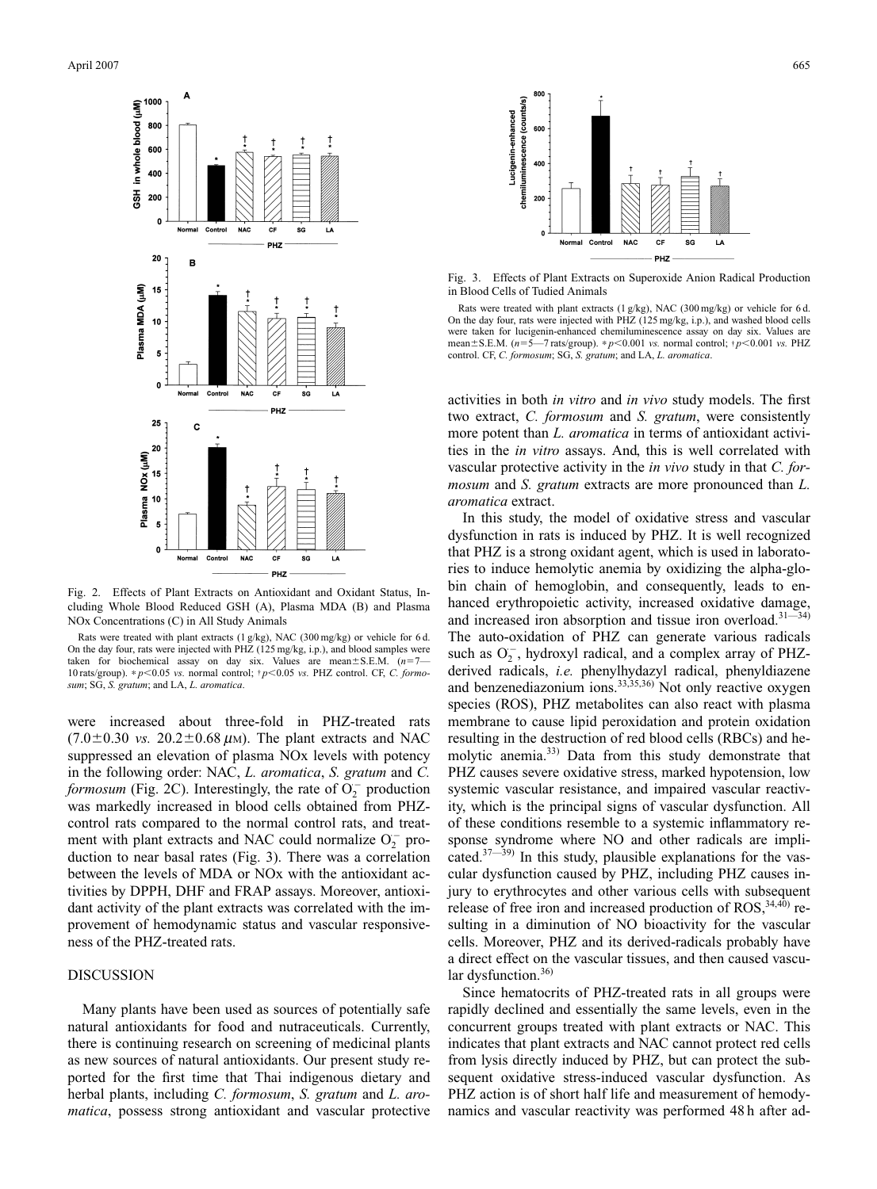Fig. 2. Effects of Plant Extracts on Antioxidant and Oxidant Status, Including Whole Blood Reduced GSH (A), Plasma MDA (B) and Plasma NOx Concentrations (C) in All Study Animals

Rats were treated with plant extracts (1 g/kg), NAC (300 mg/kg) or vehicle for 6 d. On the day four, rats were injected with PHZ (125 mg/kg, i.p.), and blood samples were taken for biochemical assay on day six. Values are mean±S.E.M. ($n$=7—10 rats/group). * $p<0.05$ *vs.* normal control; † $p<0.05$ *vs.* PHZ control. CF, *C. formosum*; SG, *S. gratum*; and LA, *L. aromatica*.

were increased about three-fold in PHZ-treated rats (7.0±0.30 *vs.* 20.2±0.68 $\mu$M). The plant extracts and NAC suppressed an elevation of plasma NOx levels with potency in the following order: NAC, *L. aromatica*, *S. gratum* and *C. formosum* (Fig. 2C). Interestingly, the rate of $O_2^-$ production was markedly increased in blood cells obtained from PHZ-control rats compared to the normal control rats, and treatment with plant extracts and NAC could normalize $O_2^-$ production to near basal rates (Fig. 3). There was a correlation between the levels of MDA or NOx with the antioxidant activities by DPPH, DHF and FRAP assays. Moreover, antioxidant activity of the plant extracts was correlated with the improvement of hemodynamic status and vascular responsiveness of the PHZ-treated rats.

## DISCUSSION

Many plants have been used as sources of potentially safe natural antioxidants for food and nutraceuticals. Currently, there is continuing research on screening of medicinal plants as new sources of natural antioxidants. Our present study reported for the first time that Thai indigenous dietary and herbal plants, including *C. formosum*, *S. gratum* and *L. aromatica*, possess strong antioxidant and vascular protective activities in both *in vitro* and *in vivo* study models. The first two extract, *C. formosum* and *S. gratum*, were consistently more potent than *L. aromatica* in terms of antioxidant activities in the *in vitro* assays. And, this is well correlated with vascular protective activity in the *in vivo* study in that *C. formosum* and *S. gratum* extracts are more pronounced than *L. aromatica* extract.

Fig. 3. Effects of Plant Extracts on Superoxide Anion Radical Production in Blood Cells of Tudied Animals

Rats were treated with plant extracts (1 g/kg), NAC (300 mg/kg) or vehicle for 6 d. On the day four, rats were injected with PHZ (125 mg/kg, i.p.), and washed blood cells were taken for lucigenin-enhanced chemiluminescence assay on day six. Values are mean±S.E.M. ($n$=5—7 rats/group). * $p<0.001$ *vs.* normal control; † $p<0.001$ *vs.* PHZ control. CF, *C. formosum*; SG, *S. gratum*; and LA, *L. aromatica*.

In this study, the model of oxidative stress and vascular dysfunction in rats is induced by PHZ. It is well recognized that PHZ is a strong oxidant agent, which is used in laboratories to induce hemolytic anemia by oxidizing the alpha-globin chain of hemoglobin, and consequently, leads to enhanced erythropoietic activity, increased oxidative damage, and increased iron absorption and tissue iron overload.[31—34] The auto-oxidation of PHZ can generate various radicals such as $O_2^-$, hydroxyl radical, and a complex array of PHZ-derived radicals, *i.e.* phenylhydazyl radical, phenyldiazene and benzenediazonium ions.[33,35,36] Not only reactive oxygen species (ROS), PHZ metabolites can also react with plasma membrane to cause lipid peroxidation and protein oxidation resulting in the destruction of red blood cells (RBCs) and hemolytic anemia.[33] Data from this study demonstrate that PHZ causes severe oxidative stress, marked hypotension, low systemic vascular resistance, and impaired vascular reactivity, which is the principal signs of vascular dysfunction. All of these conditions resemble to a systemic inflammatory response syndrome where NO and other radicals are implicated.[37—39] In this study, plausible explanations for the vascular dysfunction caused by PHZ, including PHZ causes injury to erythrocytes and other various cells with subsequent release of free iron and increased production of ROS,[34,40] resulting in a diminution of NO bioactivity for the vascular cells. Moreover, PHZ and its derived-radicals probably have a direct effect on the vascular tissues, and then caused vascular dysfunction.[36]

Since hematocrits of PHZ-treated rats in all groups were rapidly declined and essentially the same levels, even in the concurrent groups treated with plant extracts or NAC. This indicates that plant extracts and NAC cannot protect red cells from lysis directly induced by PHZ, but can protect the subsequent oxidative stress-induced vascular dysfunction. As PHZ action is of short half life and measurement of hemodynamics and vascular reactivity was performed 48 h after ad-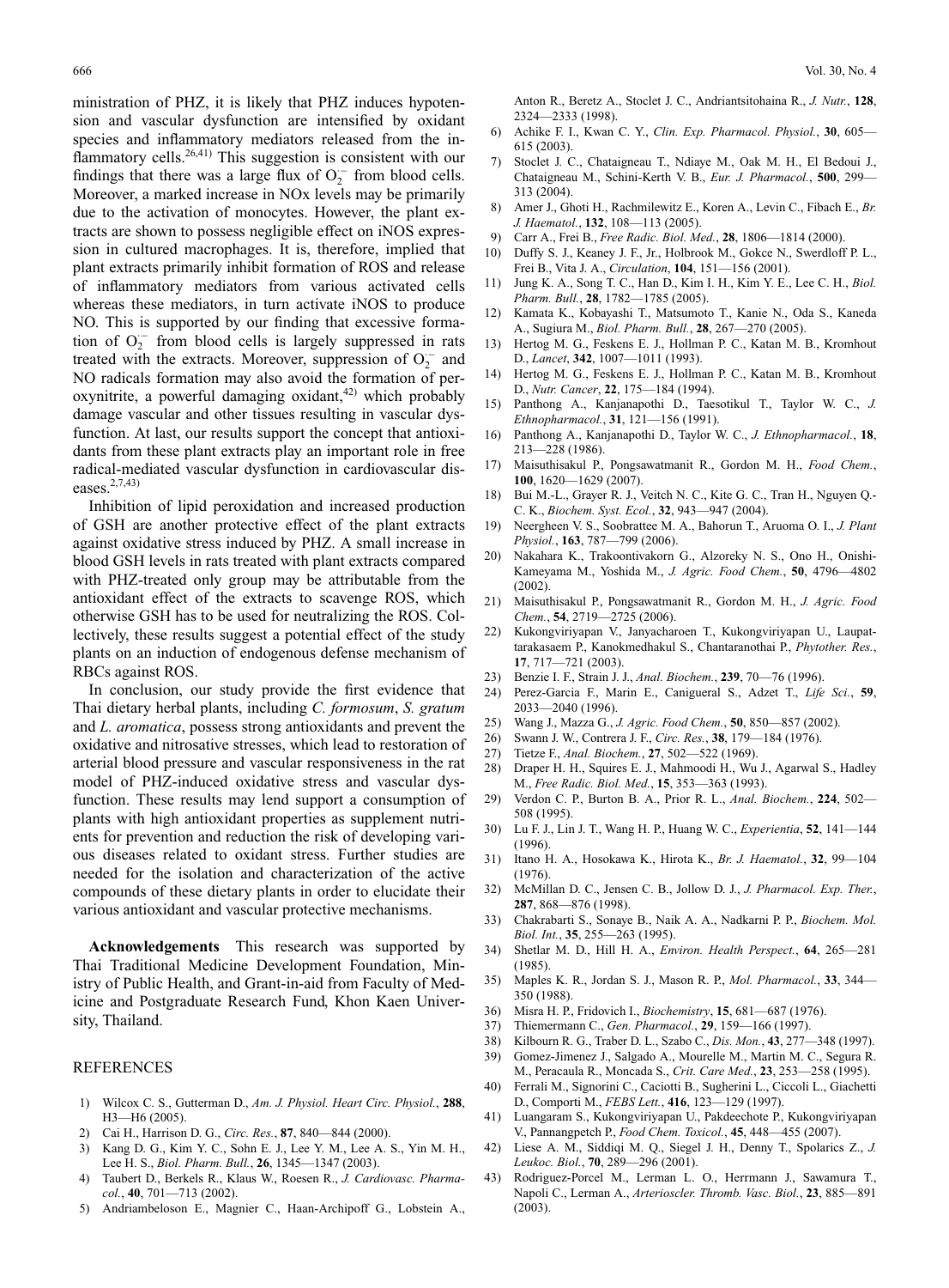ministration of PHZ, it is likely that PHZ induces hypotension and vascular dysfunction are intensified by oxidant species and inflammatory mediators released from the inflammatory cells.[26,41] This suggestion is consistent with our findings that there was a large flux of $O_2^-$ from blood cells. Moreover, a marked increase in NOx levels may be primarily due to the activation of monocytes. However, the plant extracts are shown to possess negligible effect on iNOS expression in cultured macrophages. It is, therefore, implied that plant extracts primarily inhibit formation of ROS and release of inflammatory mediators from various activated cells whereas these mediators, in turn activate iNOS to produce NO. This is supported by our finding that excessive formation of $O_2^-$ from blood cells is largely suppressed in rats treated with the extracts. Moreover, suppression of $O_2^-$ and NO radicals formation may also avoid the formation of peroxynitrite, a powerful damaging oxidant,[42] which probably damage vascular and other tissues resulting in vascular dysfunction. At last, our results support the concept that antioxidants from these plant extracts play an important role in free radical-mediated vascular dysfunction in cardiovascular diseases.[2,7,43]

Inhibition of lipid peroxidation and increased production of GSH are another protective effect of the plant extracts against oxidative stress induced by PHZ. A small increase in blood GSH levels in rats treated with plant extracts compared with PHZ-treated only group may be attributable from the antioxidant effect of the extracts to scavenge ROS, which otherwise GSH has to be used for neutralizing the ROS. Collectively, these results suggest a potential effect of the study plants on an induction of endogenous defense mechanism of RBCs against ROS.

In conclusion, our study provide the first evidence that Thai dietary herbal plants, including *C. formosum*, *S. gratum* and *L. aromatica*, possess strong antioxidants and prevent the oxidative and nitrosative stresses, which lead to restoration of arterial blood pressure and vascular responsiveness in the rat model of PHZ-induced oxidative stress and vascular dysfunction. These results may lend support a consumption of plants with high antioxidant properties as supplement nutrients for prevention and reduction the risk of developing various diseases related to oxidant stress. Further studies are needed for the isolation and characterization of the active compounds of these dietary plants in order to elucidate their various antioxidant and vascular protective mechanisms.

**Acknowledgements** This research was supported by Thai Traditional Medicine Development Foundation, Ministry of Public Health, and Grant-in-aid from Faculty of Medicine and Postgraduate Research Fund, Khon Kaen University, Thailand.

## REFERENCES

1) Wilcox C. S., Gutterman D., *Am. J. Physiol. Heart Circ. Physiol.*, **288**, H3—H6 (2005).
2) Cai H., Harrison D. G., *Circ. Res.*, **87**, 840—844 (2000).
3) Kang D. G., Kim Y. C., Sohn E. J., Lee Y. M., Lee A. S., Yin M. H., Lee H. S., *Biol. Pharm. Bull.*, **26**, 1345—1347 (2003).
4) Taubert D., Berkels R., Klaus W., Roesen R., *J. Cardiovasc. Pharmacol.*, **40**, 701—713 (2002).
5) Andriambeloson E., Magnier C., Haan-Archipoff G., Lobstein A., Anton R., Beretz A., Stoclet J. C., Andriantsitohaina R., *J. Nutr.*, **128**, 2324—2333 (1998).
6) Achike F. I., Kwan C. Y., *Clin. Exp. Pharmacol. Physiol.*, **30**, 605—615 (2003).
7) Stoclet J. C., Chataigneau T., Ndiaye M., Oak M. H., El Bedoui J., Chataigneau M., Schini-Kerth V. B., *Eur. J. Pharmacol.*, **500**, 299—313 (2004).
8) Amer J., Ghoti H., Rachmilewitz E., Koren A., Levin C., Fibach E., *Br. J. Haematol.*, **132**, 108—113 (2005).
9) Carr A., Frei B., *Free Radic. Biol. Med.*, **28**, 1806—1814 (2000).
10) Duffy S. J., Keaney J. F., Jr., Holbrook M., Gokce N., Swerdloff P. L., Frei B., Vita J. A., *Circulation*, **104**, 151—156 (2001).
11) Jung K. A., Song T. C., Han D., Kim I. H., Kim Y. E., Lee C. H., *Biol. Pharm. Bull.*, **28**, 1782—1785 (2005).
12) Kamata K., Kobayashi T., Matsumoto T., Kanie N., Oda S., Kaneda A., Sugiura M., *Biol. Pharm. Bull.*, **28**, 267—270 (2005).
13) Hertog M. G., Feskens E. J., Hollman P. C., Katan M. B., Kromhout D., *Lancet*, **342**, 1007—1011 (1993).
14) Hertog M. G., Feskens E. J., Hollman P. C., Katan M. B., Kromhout D., *Nutr. Cancer*, **22**, 175—184 (1994).
15) Panthong A., Kanjanapothi D., Taesotikul T., Taylor W. C., *J. Ethnopharmacol.*, **31**, 121—156 (1991).
16) Panthong A., Kanjanapothi D., Taylor W. C., *J. Ethnopharmacol.*, **18**, 213—228 (1986).
17) Maisuthisakul P., Pongsawatmanit R., Gordon M. H., *Food Chem.*, **100**, 1620—1629 (2007).
18) Bui M.-L., Grayer R. J., Veitch N. C., Kite G. C., Tran H., Nguyen Q.-C. K., *Biochem. Syst. Ecol.*, **32**, 943—947 (2004).
19) Neergheen V. S., Soobrattee M. A., Bahorun T., Aruoma O. I., *J. Plant Physiol.*, **163**, 787—799 (2006).
20) Nakahara K., Trakoontivakorn G., Alzoreky N. S., Ono H., Onishi-Kameyama M., Yoshida M., *J. Agric. Food Chem.*, **50**, 4796—4802 (2002).
21) Maisuthisakul P., Pongsawatmanit R., Gordon M. H., *J. Agric. Food Chem.*, **54**, 2719—2725 (2006).
22) Kukongviriyapan V., Janyacharoen T., Kukongviriyapan U., Laupattarakasaem P., Kanokmedhakul S., Chantaranothai P., *Phytother. Res.*, **17**, 717—721 (2003).
23) Benzie I. F., Strain J. J., *Anal. Biochem.*, **239**, 70—76 (1996).
24) Perez-Garcia F., Marin E., Canigueral S., Adzet T., *Life Sci.*, **59**, 2033—2040 (1996).
25) Wang J., Mazza G., *J. Agric. Food Chem.*, **50**, 850—857 (2002).
26) Swann J. W., Contrera J. F., *Circ. Res.*, **38**, 179—184 (1976).
27) Tietze F., *Anal. Biochem.*, **27**, 502—522 (1969).
28) Draper H. H., Squires E. J., Mahmoodi H., Wu J., Agarwal S., Hadley M., *Free Radic. Biol. Med.*, **15**, 353—363 (1993).
29) Verdon C. P., Burton B. A., Prior R. L., *Anal. Biochem.*, **224**, 502—508 (1995).
30) Lu F. J., Lin J. T., Wang H. P., Huang W. C., *Experientia*, **52**, 141—144 (1996).
31) Itano H. A., Hosokawa K., Hirota K., *Br. J. Haematol.*, **32**, 99—104 (1976).
32) McMillan D. C., Jensen C. B., Jollow D. J., *J. Pharmacol. Exp. Ther.*, **287**, 868—876 (1998).
33) Chakrabarti S., Sonaye B., Naik A. A., Nadkarni P. P., *Biochem. Mol. Biol. Int.*, **35**, 255—263 (1995).
34) Shetlar M. D., Hill H. A., *Environ. Health Perspect.*, **64**, 265—281 (1985).
35) Maples K. R., Jordan S. J., Mason R. P., *Mol. Pharmacol.*, **33**, 344—350 (1988).
36) Misra H. P., Fridovich I., *Biochemistry*, **15**, 681—687 (1976).
37) Thiemermann C., *Gen. Pharmacol.*, **29**, 159—166 (1997).
38) Kilbourn R. G., Traber D. L., Szabo C., *Dis. Mon.*, **43**, 277—348 (1997).
39) Gomez-Jimenez J., Salgado A., Mourelle M., Martin M. C., Segura R. M., Peracaula R., Moncada S., *Crit. Care Med.*, **23**, 253—258 (1995).
40) Ferrali M., Signorini C., Caciotti B., Sugherini L., Ciccoli L., Giachetti D., Comporti M., *FEBS Lett.*, **416**, 123—129 (1997).
41) Luangaram S., Kukongviriyapan U., Pakdeechote P., Kukongviriyapan V., Pannangpetch P., *Food Chem. Toxicol.*, **45**, 448—455 (2007).
42) Liese A. M., Siddiqi M. Q., Siegel J. H., Denny T., Spolarics Z., *J. Leukoc. Biol.*, **70**, 289—296 (2001).
43) Rodriguez-Porcel M., Lerman L. O., Herrmann J., Sawamura T., Napoli C., Lerman A., *Arterioscler. Thromb. Vasc. Biol.*, **23**, 885—891 (2003).